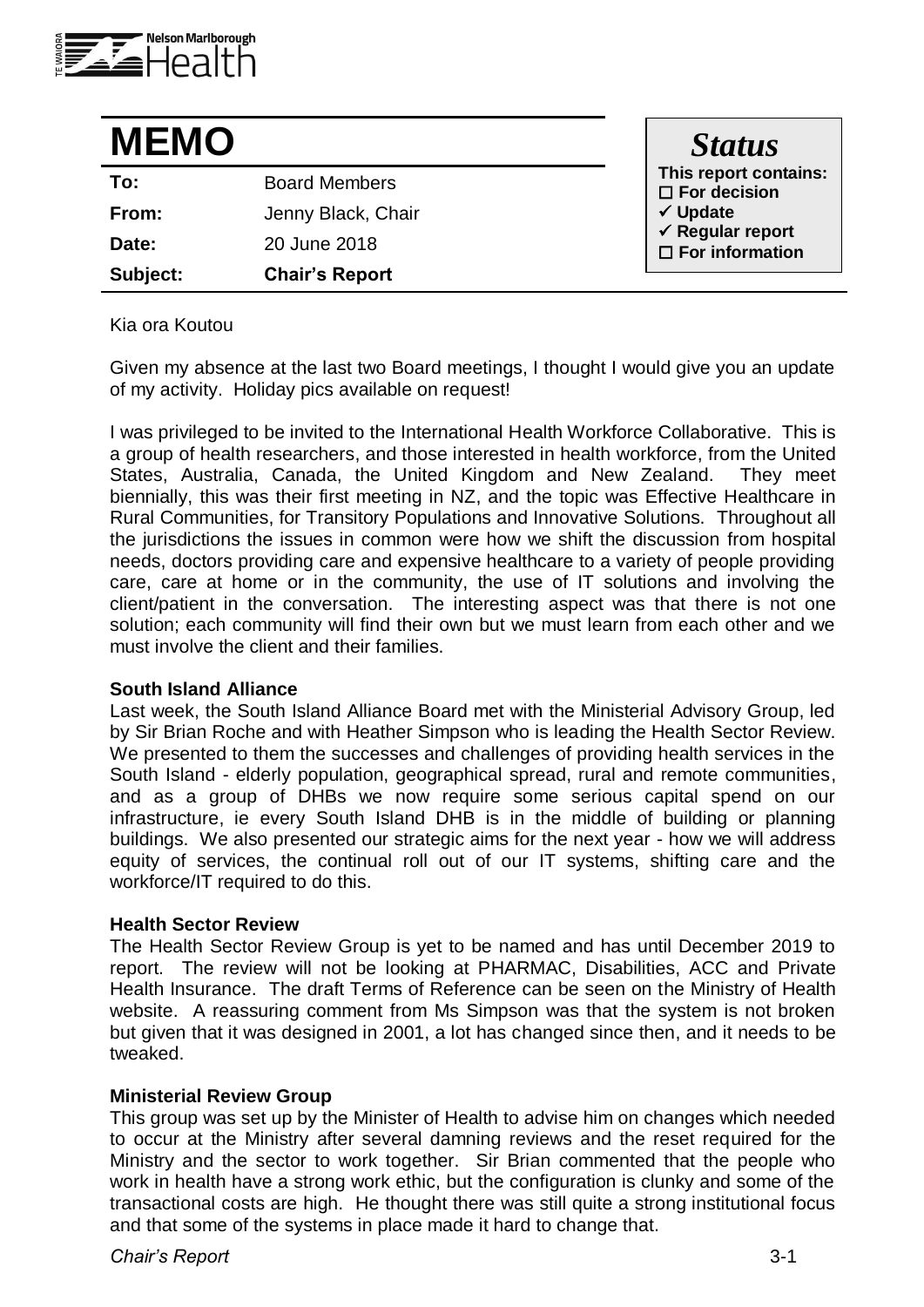# MEMO

| | |
|---|---|
| **To:** | Board Members |
| **From:** | Jenny Black, Chair |
| **Date:** | 20 June 2018 |
| **Subject:** | **Chair's Report** |

***Status***

**This report contains:**
- ☐ **For decision**
- ✓ **Update**
- ✓ **Regular report**
- ☐ **For information**

Kia ora Koutou

Given my absence at the last two Board meetings, I thought I would give you an update of my activity. Holiday pics available on request!

I was privileged to be invited to the International Health Workforce Collaborative. This is a group of health researchers, and those interested in health workforce, from the United States, Australia, Canada, the United Kingdom and New Zealand. They meet biennially, this was their first meeting in NZ, and the topic was Effective Healthcare in Rural Communities, for Transitory Populations and Innovative Solutions. Throughout all the jurisdictions the issues in common were how we shift the discussion from hospital needs, doctors providing care and expensive healthcare to a variety of people providing care, care at home or in the community, the use of IT solutions and involving the client/patient in the conversation. The interesting aspect was that there is not one solution; each community will find their own but we must learn from each other and we must involve the client and their families.

**South Island Alliance**

Last week, the South Island Alliance Board met with the Ministerial Advisory Group, led by Sir Brian Roche and with Heather Simpson who is leading the Health Sector Review. We presented to them the successes and challenges of providing health services in the South Island - elderly population, geographical spread, rural and remote communities, and as a group of DHBs we now require some serious capital spend on our infrastructure, ie every South Island DHB is in the middle of building or planning buildings. We also presented our strategic aims for the next year - how we will address equity of services, the continual roll out of our IT systems, shifting care and the workforce/IT required to do this.

**Health Sector Review**

The Health Sector Review Group is yet to be named and has until December 2019 to report. The review will not be looking at PHARMAC, Disabilities, ACC and Private Health Insurance. The draft Terms of Reference can be seen on the Ministry of Health website. A reassuring comment from Ms Simpson was that the system is not broken but given that it was designed in 2001, a lot has changed since then, and it needs to be tweaked.

**Ministerial Review Group**

This group was set up by the Minister of Health to advise him on changes which needed to occur at the Ministry after several damning reviews and the reset required for the Ministry and the sector to work together. Sir Brian commented that the people who work in health have a strong work ethic, but the configuration is clunky and some of the transactional costs are high. He thought there was still quite a strong institutional focus and that some of the systems in place made it hard to change that.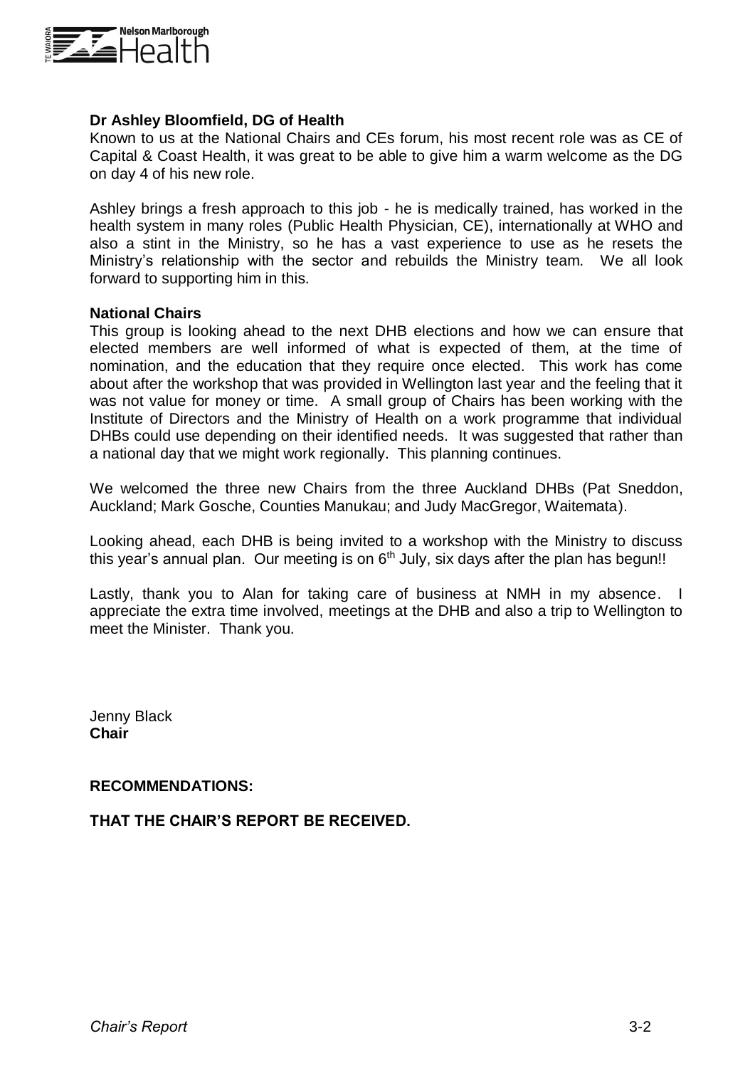**Dr Ashley Bloomfield, DG of Health**
Known to us at the National Chairs and CEs forum, his most recent role was as CE of Capital & Coast Health, it was great to be able to give him a warm welcome as the DG on day 4 of his new role.

Ashley brings a fresh approach to this job - he is medically trained, has worked in the health system in many roles (Public Health Physician, CE), internationally at WHO and also a stint in the Ministry, so he has a vast experience to use as he resets the Ministry's relationship with the sector and rebuilds the Ministry team. We all look forward to supporting him in this.

**National Chairs**
This group is looking ahead to the next DHB elections and how we can ensure that elected members are well informed of what is expected of them, at the time of nomination, and the education that they require once elected. This work has come about after the workshop that was provided in Wellington last year and the feeling that it was not value for money or time. A small group of Chairs has been working with the Institute of Directors and the Ministry of Health on a work programme that individual DHBs could use depending on their identified needs. It was suggested that rather than a national day that we might work regionally. This planning continues.

We welcomed the three new Chairs from the three Auckland DHBs (Pat Sneddon, Auckland; Mark Gosche, Counties Manukau; and Judy MacGregor, Waitemata).

Looking ahead, each DHB is being invited to a workshop with the Ministry to discuss this year's annual plan. Our meeting is on 6th July, six days after the plan has begun!!

Lastly, thank you to Alan for taking care of business at NMH in my absence. I appreciate the extra time involved, meetings at the DHB and also a trip to Wellington to meet the Minister. Thank you.

Jenny Black
**Chair**

**RECOMMENDATIONS:**

**THAT THE CHAIR'S REPORT BE RECEIVED.**